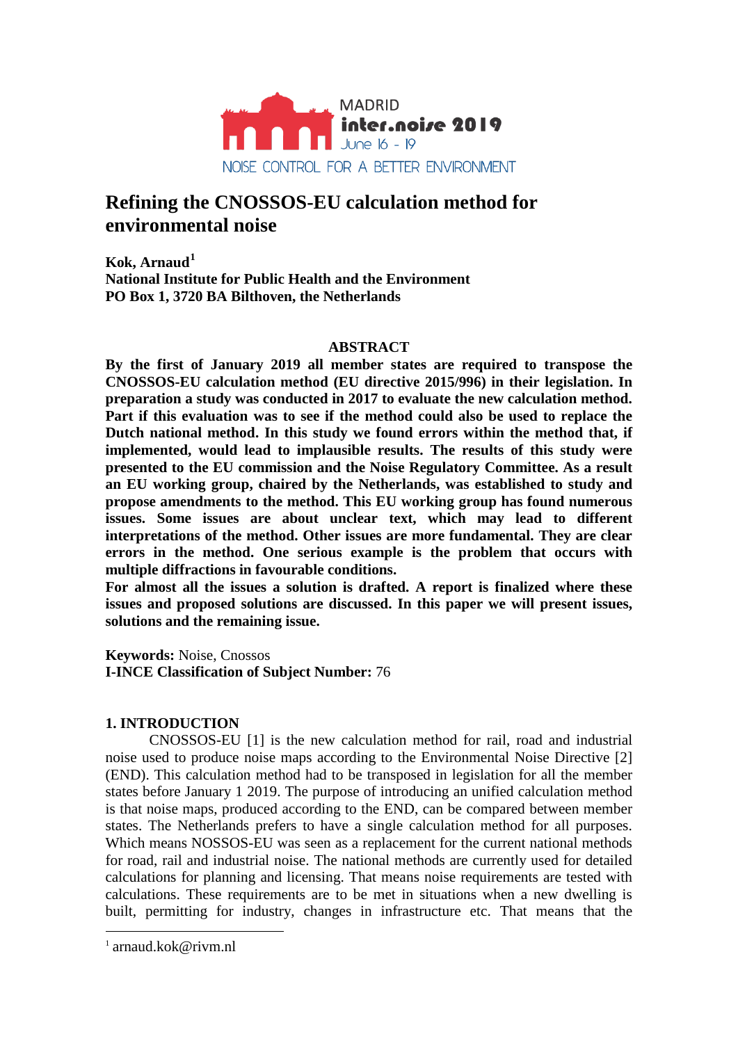MADRID
**inter.noise 2019**
June 16 - 19
NOISE CONTROL FOR A BETTER ENVIRONMENT

# Refining the CNOSSOS-EU calculation method for environmental noise

**Kok, Arnaud**[1]
**National Institute for Public Health and the Environment**
**PO Box 1, 3720 BA Bilthoven, the Netherlands**

## ABSTRACT

**By the first of January 2019 all member states are required to transpose the CNOSSOS-EU calculation method (EU directive 2015/996) in their legislation. In preparation a study was conducted in 2017 to evaluate the new calculation method. Part if this evaluation was to see if the method could also be used to replace the Dutch national method. In this study we found errors within the method that, if implemented, would lead to implausible results. The results of this study were presented to the EU commission and the Noise Regulatory Committee. As a result an EU working group, chaired by the Netherlands, was established to study and propose amendments to the method. This EU working group has found numerous issues. Some issues are about unclear text, which may lead to different interpretations of the method. Other issues are more fundamental. They are clear errors in the method. One serious example is the problem that occurs with multiple diffractions in favourable conditions.**
**For almost all the issues a solution is drafted. A report is finalized where these issues and proposed solutions are discussed. In this paper we will present issues, solutions and the remaining issue.**

**Keywords:** Noise, Cnossos
**I-INCE Classification of Subject Number:** 76

## 1. INTRODUCTION

CNOSSOS-EU [1] is the new calculation method for rail, road and industrial noise used to produce noise maps according to the Environmental Noise Directive [2] (END). This calculation method had to be transposed in legislation for all the member states before January 1 2019. The purpose of introducing an unified calculation method is that noise maps, produced according to the END, can be compared between member states. The Netherlands prefers to have a single calculation method for all purposes. Which means NOSSOS-EU was seen as a replacement for the current national methods for road, rail and industrial noise. The national methods are currently used for detailed calculations for planning and licensing. That means noise requirements are tested with calculations. These requirements are to be met in situations when a new dwelling is built, permitting for industry, changes in infrastructure etc. That means that the

[1] arnaud.kok@rivm.nl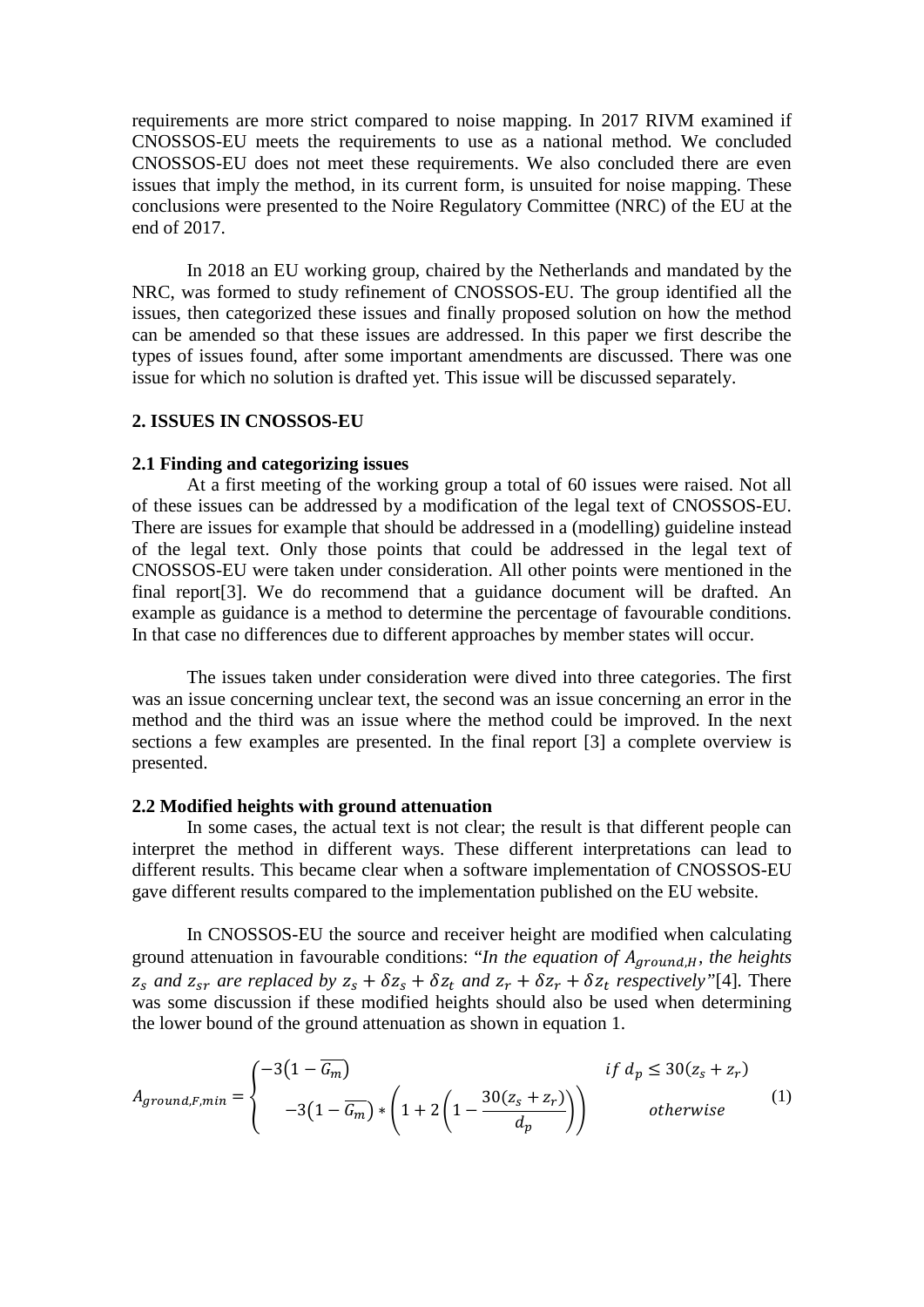requirements are more strict compared to noise mapping. In 2017 RIVM examined if CNOSSOS-EU meets the requirements to use as a national method. We concluded CNOSSOS-EU does not meet these requirements. We also concluded there are even issues that imply the method, in its current form, is unsuited for noise mapping. These conclusions were presented to the Noire Regulatory Committee (NRC) of the EU at the end of 2017.

In 2018 an EU working group, chaired by the Netherlands and mandated by the NRC, was formed to study refinement of CNOSSOS-EU. The group identified all the issues, then categorized these issues and finally proposed solution on how the method can be amended so that these issues are addressed. In this paper we first describe the types of issues found, after some important amendments are discussed. There was one issue for which no solution is drafted yet. This issue will be discussed separately.

## 2. ISSUES IN CNOSSOS-EU

### 2.1 Finding and categorizing issues

At a first meeting of the working group a total of 60 issues were raised. Not all of these issues can be addressed by a modification of the legal text of CNOSSOS-EU. There are issues for example that should be addressed in a (modelling) guideline instead of the legal text. Only those points that could be addressed in the legal text of CNOSSOS-EU were taken under consideration. All other points were mentioned in the final report[3]. We do recommend that a guidance document will be drafted. An example as guidance is a method to determine the percentage of favourable conditions. In that case no differences due to different approaches by member states will occur.

The issues taken under consideration were dived into three categories. The first was an issue concerning unclear text, the second was an issue concerning an error in the method and the third was an issue where the method could be improved. In the next sections a few examples are presented. In the final report [3] a complete overview is presented.

### 2.2 Modified heights with ground attenuation

In some cases, the actual text is not clear; the result is that different people can interpret the method in different ways. These different interpretations can lead to different results. This became clear when a software implementation of CNOSSOS-EU gave different results compared to the implementation published on the EU website.

In CNOSSOS-EU the source and receiver height are modified when calculating ground attenuation in favourable conditions: "*In the equation of $A_{ground,H}$, the heights $z_s$ and $z_{sr}$ are replaced by $z_s + \delta z_s + \delta z_t$ and $z_r + \delta z_r + \delta z_t$ respectively*"[4]. There was some discussion if these modified heights should also be used when determining the lower bound of the ground attenuation as shown in equation 1.

$$A_{ground,F,min} = \begin{cases} -3\left(1 - \overline{G_m}\right) & if\ d_p \leq 30(z_s + z_r) \\ -3\left(1 - \overline{G_m}\right) * \left(1 + 2\left(1 - \dfrac{30(z_s + z_r)}{d_p}\right)\right) & otherwise \end{cases} \tag{1}$$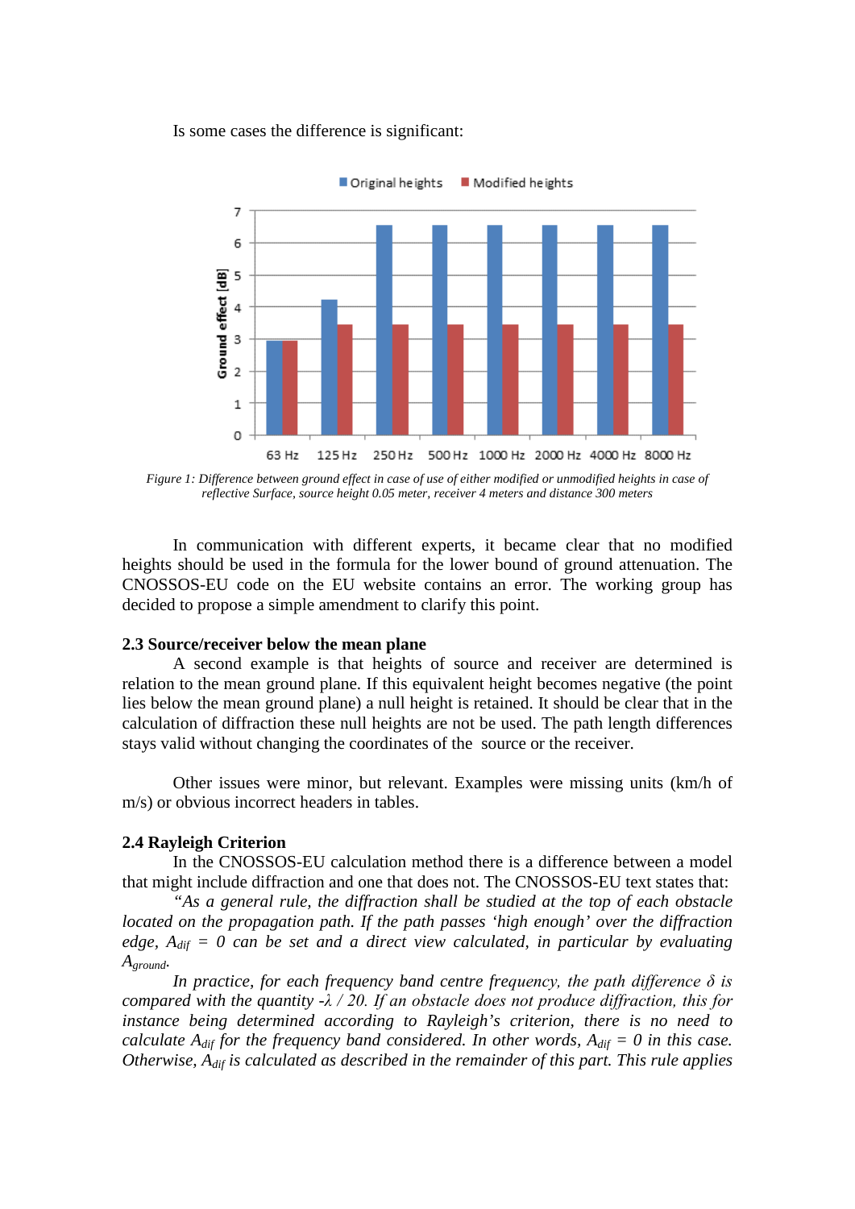Is some cases the difference is significant:

*Figure 1: Difference between ground effect in case of use of either modified or unmodified heights in case of reflective Surface, source height 0.05 meter, receiver 4 meters and distance 300 meters*

In communication with different experts, it became clear that no modified heights should be used in the formula for the lower bound of ground attenuation. The CNOSSOS-EU code on the EU website contains an error. The working group has decided to propose a simple amendment to clarify this point.

### 2.3 Source/receiver below the mean plane

A second example is that heights of source and receiver are determined is relation to the mean ground plane. If this equivalent height becomes negative (the point lies below the mean ground plane) a null height is retained. It should be clear that in the calculation of diffraction these null heights are not be used. The path length differences stays valid without changing the coordinates of the source or the receiver.

Other issues were minor, but relevant. Examples were missing units (km/h of m/s) or obvious incorrect headers in tables.

### 2.4 Rayleigh Criterion

In the CNOSSOS-EU calculation method there is a difference between a model that might include diffraction and one that does not. The CNOSSOS-EU text states that:

*"As a general rule, the diffraction shall be studied at the top of each obstacle located on the propagation path. If the path passes 'high enough' over the diffraction edge, $A_{dif}$ = 0 can be set and a direct view calculated, in particular by evaluating $A_{ground}$.*

*In practice, for each frequency band centre frequency, the path difference $\delta$ is compared with the quantity $-\lambda / 20$. If an obstacle does not produce diffraction, this for instance being determined according to Rayleigh's criterion, there is no need to calculate $A_{dif}$ for the frequency band considered. In other words, $A_{dif}$ = 0 in this case. Otherwise, $A_{dif}$ is calculated as described in the remainder of this part. This rule applies*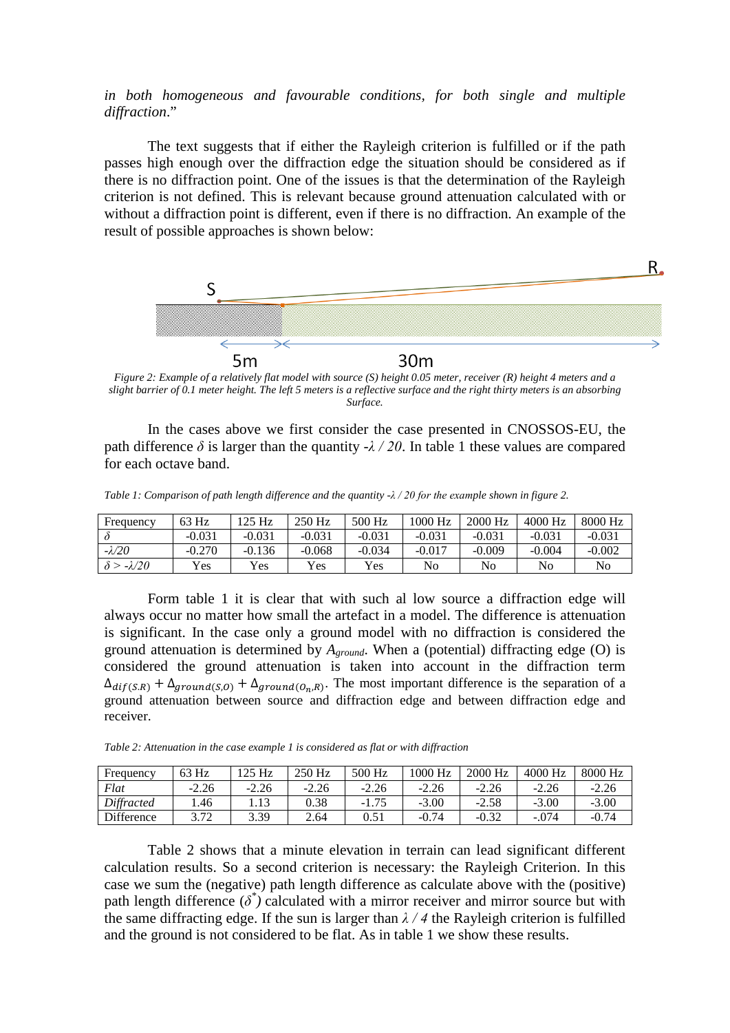*in both homogeneous and favourable conditions, for both single and multiple diffraction*."

The text suggests that if either the Rayleigh criterion is fulfilled or if the path passes high enough over the diffraction edge the situation should be considered as if there is no diffraction point. One of the issues is that the determination of the Rayleigh criterion is not defined. This is relevant because ground attenuation calculated with or without a diffraction point is different, even if there is no diffraction. An example of the result of possible approaches is shown below:

*Figure 2: Example of a relatively flat model with source (S) height 0.05 meter, receiver (R) height 4 meters and a slight barrier of 0.1 meter height. The left 5 meters is a reflective surface and the right thirty meters is an absorbing Surface.*

In the cases above we first consider the case presented in CNOSSOS-EU, the path difference $\delta$ is larger than the quantity $-\lambda / 20$. In table 1 these values are compared for each octave band.

*Table 1: Comparison of path length difference and the quantity $-\lambda / 20$ for the example shown in figure 2.*

| Frequency | 63 Hz | 125 Hz | 250 Hz | 500 Hz | 1000 Hz | 2000 Hz | 4000 Hz | 8000 Hz |
|---|---|---|---|---|---|---|---|---|
| $\delta$ | -0.031 | -0.031 | -0.031 | -0.031 | -0.031 | -0.031 | -0.031 | -0.031 |
| $-\lambda/20$ | -0.270 | -0.136 | -0.068 | -0.034 | -0.017 | -0.009 | -0.004 | -0.002 |
| $\delta > -\lambda/20$ | Yes | Yes | Yes | Yes | No | No | No | No |

Form table 1 it is clear that with such al low source a diffraction edge will always occur no matter how small the artefact in a model. The difference is attenuation is significant. In the case only a ground model with no diffraction is considered the ground attenuation is determined by $A_{ground}$. When a (potential) diffracting edge (O) is considered the ground attenuation is taken into account in the diffraction term $\Delta_{dif(S.R)} + \Delta_{ground(S,O)} + \Delta_{ground(O_n,R)}$. The most important difference is the separation of a ground attenuation between source and diffraction edge and between diffraction edge and receiver.

*Table 2: Attenuation in the case example 1 is considered as flat or with diffraction*

| Frequency | 63 Hz | 125 Hz | 250 Hz | 500 Hz | 1000 Hz | 2000 Hz | 4000 Hz | 8000 Hz |
|---|---|---|---|---|---|---|---|---|
| *Flat* | -2.26 | -2.26 | -2.26 | -2.26 | -2.26 | -2.26 | -2.26 | -2.26 |
| *Diffracted* | 1.46 | 1.13 | 0.38 | -1.75 | -3.00 | -2.58 | -3.00 | -3.00 |
| Difference | 3.72 | 3.39 | 2.64 | 0.51 | -0.74 | -0.32 | -.074 | -0.74 |

Table 2 shows that a minute elevation in terrain can lead significant different calculation results. So a second criterion is necessary: the Rayleigh Criterion. In this case we sum the (negative) path length difference as calculate above with the (positive) path length difference ($\delta^*$) calculated with a mirror receiver and mirror source but with the same diffracting edge. If the sun is larger than $\lambda / 4$ the Rayleigh criterion is fulfilled and the ground is not considered to be flat. As in table 1 we show these results.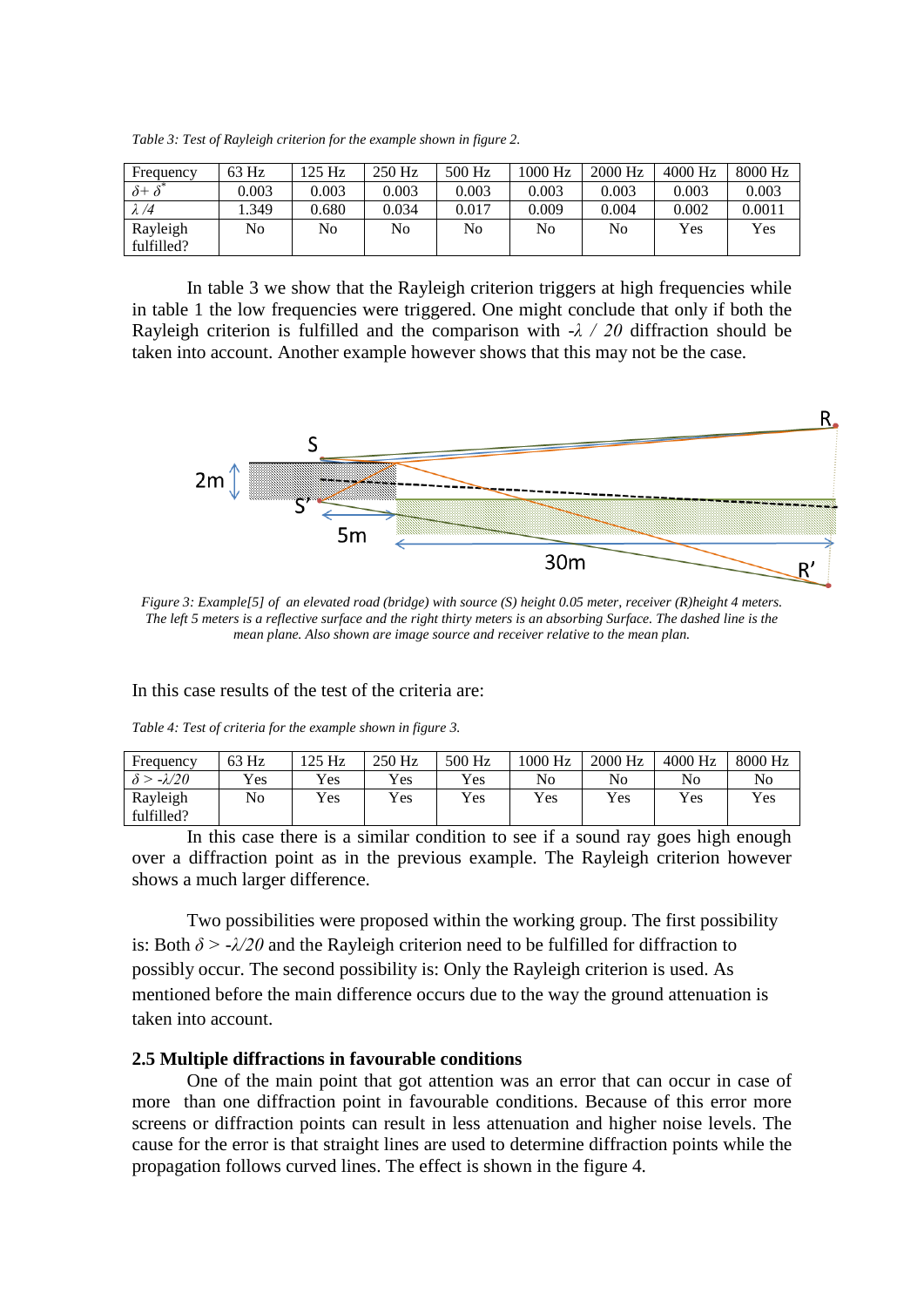*Table 3: Test of Rayleigh criterion for the example shown in figure 2.*

| Frequency | 63 Hz | 125 Hz | 250 Hz | 500 Hz | 1000 Hz | 2000 Hz | 4000 Hz | 8000 Hz |
|---|---|---|---|---|---|---|---|---|
| $\delta + \delta^*$ | 0.003 | 0.003 | 0.003 | 0.003 | 0.003 | 0.003 | 0.003 | 0.003 |
| $\lambda/4$ | 1.349 | 0.680 | 0.034 | 0.017 | 0.009 | 0.004 | 0.002 | 0.0011 |
| Rayleigh fulfilled? | No | No | No | No | No | No | Yes | Yes |

In table 3 we show that the Rayleigh criterion triggers at high frequencies while in table 1 the low frequencies were triggered. One might conclude that only if both the Rayleigh criterion is fulfilled and the comparison with $-\lambda / 20$ diffraction should be taken into account. Another example however shows that this may not be the case.

*Figure 3: Example[5] of an elevated road (bridge) with source (S) height 0.05 meter, receiver (R)height 4 meters. The left 5 meters is a reflective surface and the right thirty meters is an absorbing Surface. The dashed line is the mean plane. Also shown are image source and receiver relative to the mean plan.*

In this case results of the test of the criteria are:

*Table 4: Test of criteria for the example shown in figure 3.*

| Frequency | 63 Hz | 125 Hz | 250 Hz | 500 Hz | 1000 Hz | 2000 Hz | 4000 Hz | 8000 Hz |
|---|---|---|---|---|---|---|---|---|
| $\delta > -\lambda/20$ | Yes | Yes | Yes | Yes | No | No | No | No |
| Rayleigh fulfilled? | No | Yes | Yes | Yes | Yes | Yes | Yes | Yes |

In this case there is a similar condition to see if a sound ray goes high enough over a diffraction point as in the previous example. The Rayleigh criterion however shows a much larger difference.

Two possibilities were proposed within the working group. The first possibility is: Both $\delta > -\lambda/20$ and the Rayleigh criterion need to be fulfilled for diffraction to possibly occur. The second possibility is: Only the Rayleigh criterion is used. As mentioned before the main difference occurs due to the way the ground attenuation is taken into account.

### 2.5 Multiple diffractions in favourable conditions

One of the main point that got attention was an error that can occur in case of more than one diffraction point in favourable conditions. Because of this error more screens or diffraction points can result in less attenuation and higher noise levels. The cause for the error is that straight lines are used to determine diffraction points while the propagation follows curved lines. The effect is shown in the figure 4.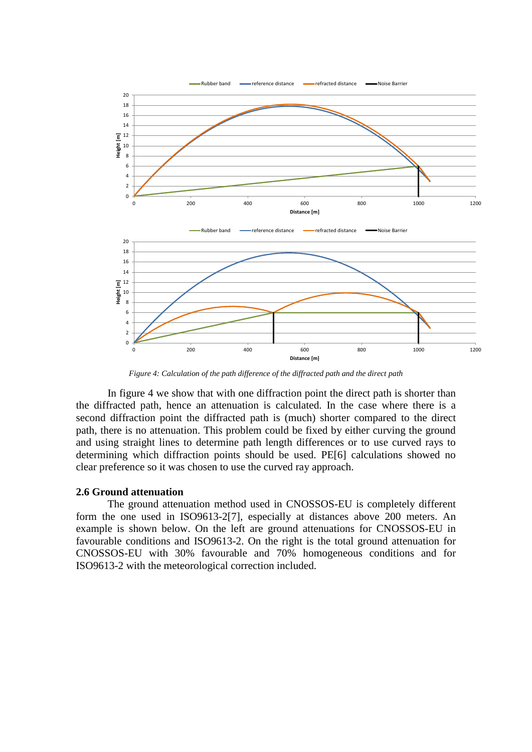*Figure 4: Calculation of the path difference of the diffracted path and the direct path*

In figure 4 we show that with one diffraction point the direct path is shorter than the diffracted path, hence an attenuation is calculated. In the case where there is a second diffraction point the diffracted path is (much) shorter compared to the direct path, there is no attenuation. This problem could be fixed by either curving the ground and using straight lines to determine path length differences or to use curved rays to determining which diffraction points should be used. PE[6] calculations showed no clear preference so it was chosen to use the curved ray approach.

## 2.6 Ground attenuation

The ground attenuation method used in CNOSSOS-EU is completely different form the one used in ISO9613-2[7], especially at distances above 200 meters. An example is shown below. On the left are ground attenuations for CNOSSOS-EU in favourable conditions and ISO9613-2. On the right is the total ground attenuation for CNOSSOS-EU with 30% favourable and 70% homogeneous conditions and for ISO9613-2 with the meteorological correction included.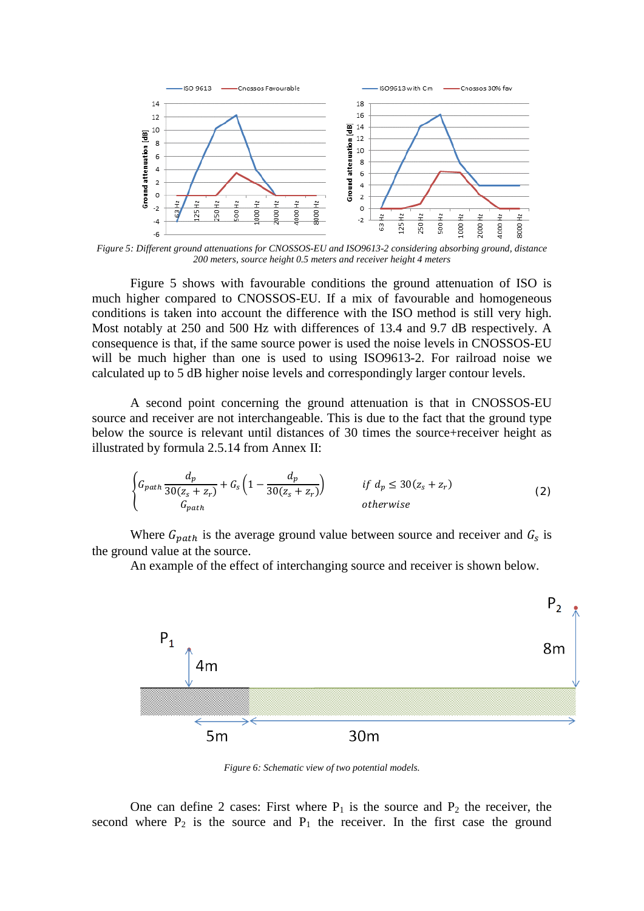*Figure 5: Different ground attenuations for CNOSSOS-EU and ISO9613-2 considering absorbing ground, distance 200 meters, source height 0.5 meters and receiver height 4 meters*

Figure 5 shows with favourable conditions the ground attenuation of ISO is much higher compared to CNOSSOS-EU. If a mix of favourable and homogeneous conditions is taken into account the difference with the ISO method is still very high. Most notably at 250 and 500 Hz with differences of 13.4 and 9.7 dB respectively. A consequence is that, if the same source power is used the noise levels in CNOSSOS-EU will be much higher than one is used to using ISO9613-2. For railroad noise we calculated up to 5 dB higher noise levels and correspondingly larger contour levels.

A second point concerning the ground attenuation is that in CNOSSOS-EU source and receiver are not interchangeable. This is due to the fact that the ground type below the source is relevant until distances of 30 times the source+receiver height as illustrated by formula 2.5.14 from Annex II:

$$\begin{cases} G_{path}\dfrac{d_p}{30(z_s+z_r)} + G_s\left(1-\dfrac{d_p}{30(z_s+z_r)}\right) & \text{if } d_p \leq 30(z_s+z_r) \\ G_{path} & \text{otherwise} \end{cases} \tag{2}$$

Where $G_{path}$ is the average ground value between source and receiver and $G_s$ is the ground value at the source.

An example of the effect of interchanging source and receiver is shown below.

*Figure 6: Schematic view of two potential models.*

One can define 2 cases: First where $P_1$ is the source and $P_2$ the receiver, the second where $P_2$ is the source and $P_1$ the receiver. In the first case the ground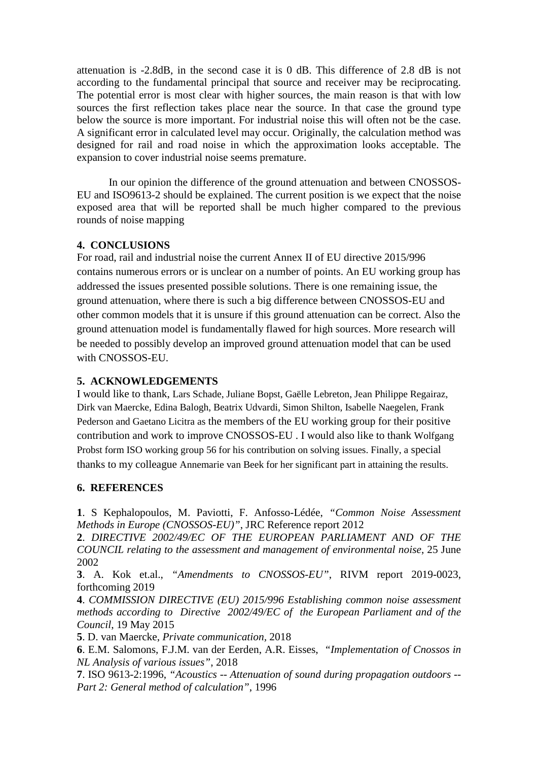attenuation is -2.8dB, in the second case it is 0 dB. This difference of 2.8 dB is not according to the fundamental principal that source and receiver may be reciprocating. The potential error is most clear with higher sources, the main reason is that with low sources the first reflection takes place near the source. In that case the ground type below the source is more important. For industrial noise this will often not be the case. A significant error in calculated level may occur. Originally, the calculation method was designed for rail and road noise in which the approximation looks acceptable. The expansion to cover industrial noise seems premature.

In our opinion the difference of the ground attenuation and between CNOSSOS-EU and ISO9613-2 should be explained. The current position is we expect that the noise exposed area that will be reported shall be much higher compared to the previous rounds of noise mapping

## 4. CONCLUSIONS

For road, rail and industrial noise the current Annex II of EU directive 2015/996 contains numerous errors or is unclear on a number of points. An EU working group has addressed the issues presented possible solutions. There is one remaining issue, the ground attenuation, where there is such a big difference between CNOSSOS-EU and other common models that it is unsure if this ground attenuation can be correct. Also the ground attenuation model is fundamentally flawed for high sources. More research will be needed to possibly develop an improved ground attenuation model that can be used with CNOSSOS-EU.

## 5. ACKNOWLEDGEMENTS

I would like to thank, Lars Schade, Juliane Bopst, Gaëlle Lebreton, Jean Philippe Regairaz, Dirk van Maercke, Edina Balogh, Beatrix Udvardi, Simon Shilton, Isabelle Naegelen, Frank Pederson and Gaetano Licitra as the members of the EU working group for their positive contribution and work to improve CNOSSOS-EU . I would also like to thank Wolfgang Probst form ISO working group 56 for his contribution on solving issues. Finally, a special thanks to my colleague Annemarie van Beek for her significant part in attaining the results.

## 6. REFERENCES

**1**. S Kephalopoulos, M. Paviotti, F. Anfosso-Lédée, *"Common Noise Assessment Methods in Europe (CNOSSOS-EU)"*, JRC Reference report 2012

**2**. *DIRECTIVE 2002/49/EC OF THE EUROPEAN PARLIAMENT AND OF THE COUNCIL relating to the assessment and management of environmental noise*, 25 June 2002

**3**. A. Kok et.al., *"Amendments to CNOSSOS-EU"*, RIVM report 2019-0023, forthcoming 2019

**4**. *COMMISSION DIRECTIVE (EU) 2015/996 Establishing common noise assessment methods according to Directive 2002/49/EC of the European Parliament and of the Council*, 19 May 2015

**5**. D. van Maercke, *Private communication*, 2018

**6**. E.M. Salomons, F.J.M. van der Eerden, A.R. Eisses, *"Implementation of Cnossos in NL Analysis of various issues"*, 2018

**7**. ISO 9613-2:1996, *"Acoustics -- Attenuation of sound during propagation outdoors -- Part 2: General method of calculation"*, 1996